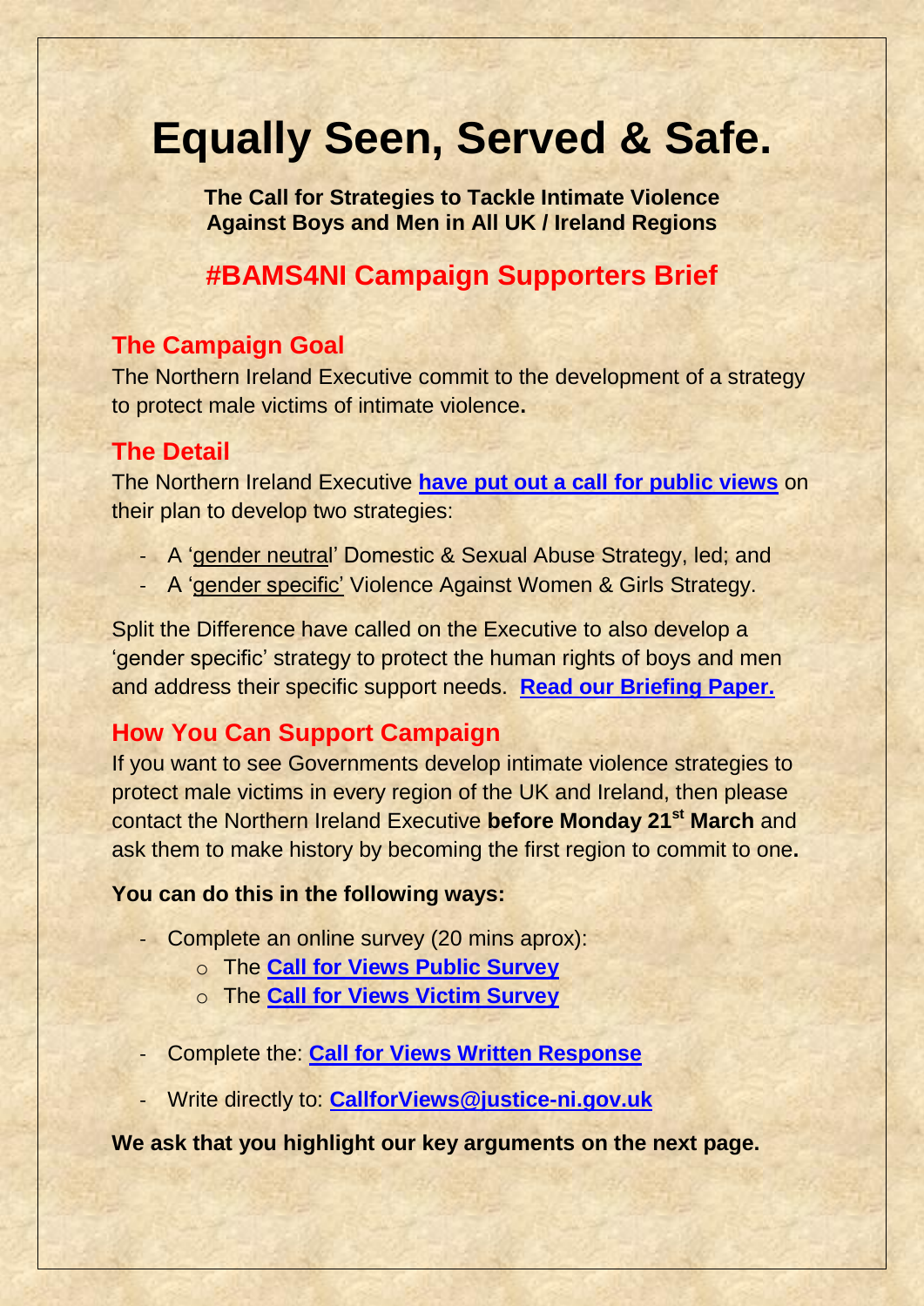# Equally Seen, Served & Safe.

**The Call for Strategies to Tackle Intimate Violence Against Boys and Men in All UK / Ireland Regions**

## #BAMS4NI Campaign Supporters Brief

### The Campaign Goal

The Northern Ireland Executive commit to the development of a strategy to protect male victims of intimate violence**.**

### The Detail

The Northern Ireland Executive **have put out a call for public views** on their plan to develop two strategies:

- A 'gender neutral' Domestic & Sexual Abuse Strategy, led; and
- A 'gender specific' Violence Against Women & Girls Strategy.

Split the Difference have called on the Executive to also develop a 'gender specific' strategy to protect the human rights of boys and men and address their specific support needs. **Read our Briefing Paper.**

### How You Can Support Campaign

If you want to see Governments develop intimate violence strategies to protect male victims in every region of the UK and Ireland, then please contact the Northern Ireland Executive **before Monday 21st March** and ask them to make history by becoming the first region to commit to one**.**

**You can do this in the following ways:**

- Complete an online survey (20 mins aprox):
  - The **Call for Views Public Survey**
  - The **Call for Views Victim Survey**
- Complete the: **Call for Views Written Response**
- Write directly to: **CallforViews@justice-ni.gov.uk**

**We ask that you highlight our key arguments on the next page.**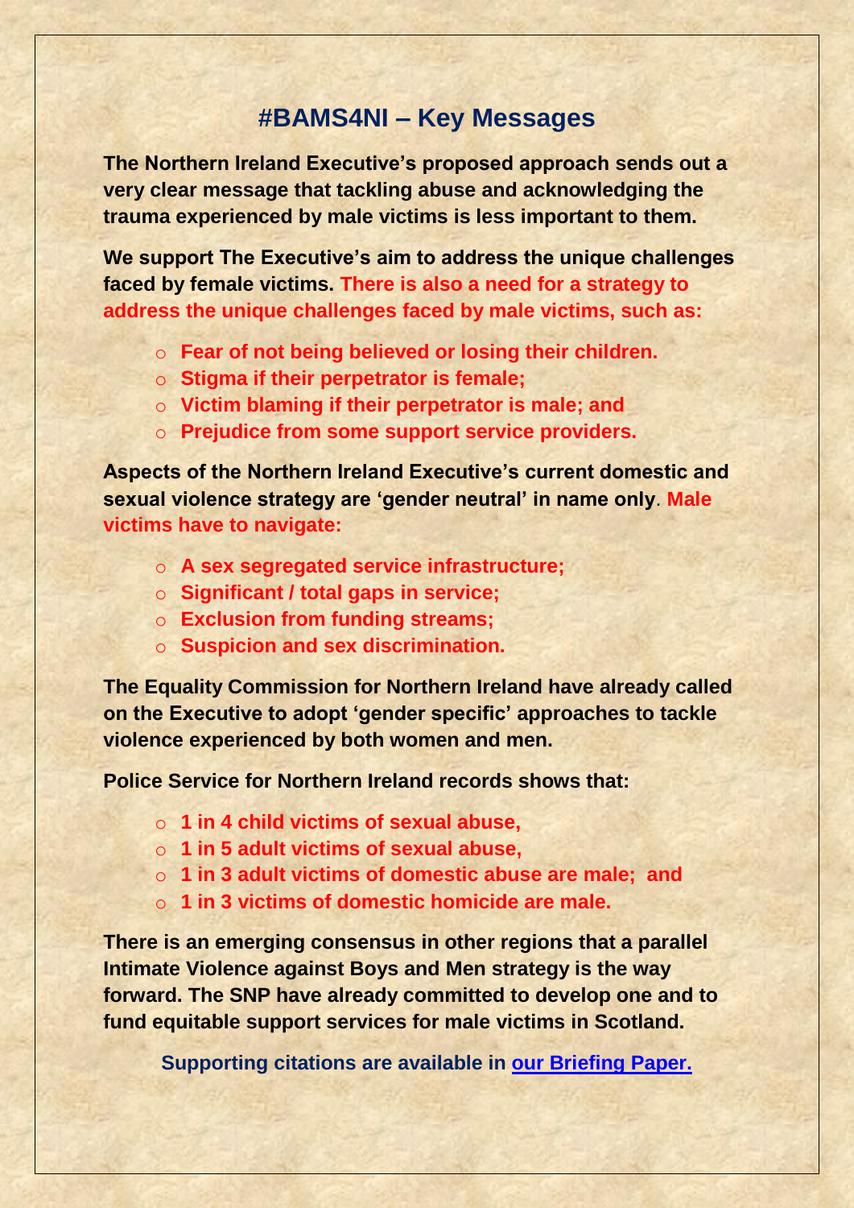## #BAMS4NI – Key Messages

**The Northern Ireland Executive's proposed approach sends out a very clear message that tackling abuse and acknowledging the trauma experienced by male victims is less important to them.**

**We support The Executive's aim to address the unique challenges faced by female victims. There is also a need for a strategy to address the unique challenges faced by male victims, such as:**

- **Fear of not being believed or losing their children.**
- **Stigma if their perpetrator is female;**
- **Victim blaming if their perpetrator is male; and**
- **Prejudice from some support service providers.**

**Aspects of the Northern Ireland Executive's current domestic and sexual violence strategy are 'gender neutral' in name only. Male victims have to navigate:**

- **A sex segregated service infrastructure;**
- **Significant / total gaps in service;**
- **Exclusion from funding streams;**
- **Suspicion and sex discrimination.**

**The Equality Commission for Northern Ireland have already called on the Executive to adopt 'gender specific' approaches to tackle violence experienced by both women and men.**

**Police Service for Northern Ireland records shows that:**

- **1 in 4 child victims of sexual abuse,**
- **1 in 5 adult victims of sexual abuse,**
- **1 in 3 adult victims of domestic abuse are male; and**
- **1 in 3 victims of domestic homicide are male.**

**There is an emerging consensus in other regions that a parallel Intimate Violence against Boys and Men strategy is the way forward. The SNP have already committed to develop one and to fund equitable support services for male victims in Scotland.**

**Supporting citations are available in our Briefing Paper.**